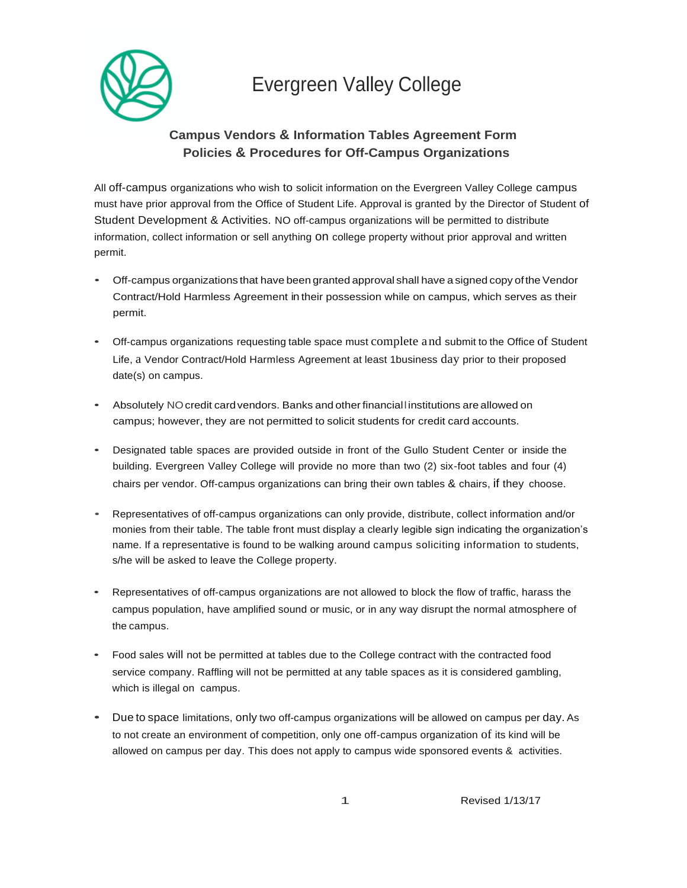# Evergreen Valley College

## Campus Vendors & Information Tables Agreement Form
## Policies & Procedures for Off-Campus Organizations

All off-campus organizations who wish to solicit information on the Evergreen Valley College campus must have prior approval from the Office of Student Life. Approval is granted by the Director of Student of Student Development & Activities. NO off-campus organizations will be permitted to distribute information, collect information or sell anything on college property without prior approval and written permit.

- Off-campus organizations that have been granted approval shall have a signed copy of the Vendor Contract/Hold Harmless Agreement in their possession while on campus, which serves as their permit.

- Off-campus organizations requesting table space must complete and submit to the Office of Student Life, a Vendor Contract/Hold Harmless Agreement at least 1business day prior to their proposed date(s) on campus.

- Absolutely NO credit card vendors. Banks and other financial institutions are allowed on campus; however, they are not permitted to solicit students for credit card accounts.

- Designated table spaces are provided outside in front of the Gullo Student Center or inside the building. Evergreen Valley College will provide no more than two (2) six-foot tables and four (4) chairs per vendor. Off-campus organizations can bring their own tables & chairs, if they choose.

- Representatives of off-campus organizations can only provide, distribute, collect information and/or monies from their table. The table front must display a clearly legible sign indicating the organization's name. If a representative is found to be walking around campus soliciting information to students, s/he will be asked to leave the College property.

- Representatives of off-campus organizations are not allowed to block the flow of traffic, harass the campus population, have amplified sound or music, or in any way disrupt the normal atmosphere of the campus.

- Food sales will not be permitted at tables due to the College contract with the contracted food service company. Raffling will not be permitted at any table spaces as it is considered gambling, which is illegal on campus.

- Due to space limitations, only two off-campus organizations will be allowed on campus per day. As to not create an environment of competition, only one off-campus organization of its kind will be allowed on campus per day. This does not apply to campus wide sponsored events & activities.

Revised 1/13/17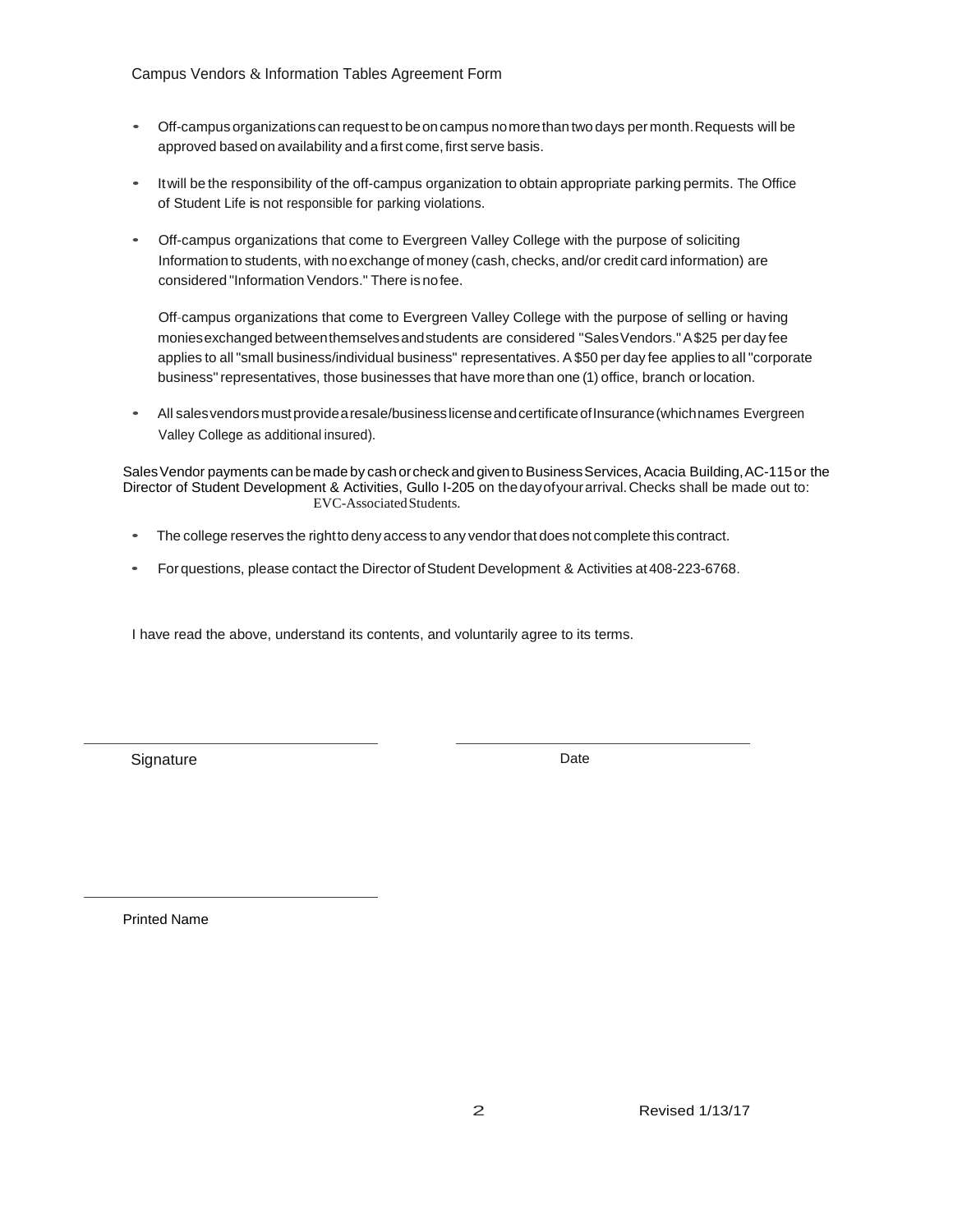Campus Vendors & Information Tables Agreement Form

- Off-campus organizations can request to be on campus no more than two days per month. Requests will be approved based on availability and a first come, first serve basis.
- It will be the responsibility of the off-campus organization to obtain appropriate parking permits. The Office of Student Life is not responsible for parking violations.
- Off-campus organizations that come to Evergreen Valley College with the purpose of soliciting Information to students, with no exchange of money (cash, checks, and/or credit card information) are considered "Information Vendors." There is no fee.

  Off-campus organizations that come to Evergreen Valley College with the purpose of selling or having monies exchanged between themselves and students are considered "Sales Vendors." A $25 per day fee applies to all "small business/individual business" representatives. A $50 per day fee applies to all "corporate business" representatives, those businesses that have more than one (1) office, branch or location.

- All sales vendors must provide a resale/business license and certificate of Insurance (which names Evergreen Valley College as additional insured).

Sales Vendor payments can be made by cash or check and given to Business Services, Acacia Building, AC-115 or the Director of Student Development & Activities, Gullo I-205 on the day of your arrival. Checks shall be made out to: EVC-Associated Students.

- The college reserves the right to deny access to any vendor that does not complete this contract.
- For questions, please contact the Director of Student Development & Activities at 408-223-6768.

I have read the above, understand its contents, and voluntarily agree to its terms.

\_\_\_\_\_\_\_\_\_\_\_\_\_\_\_\_\_\_\_\_\_\_\_\_\_\_\_\_ \_\_\_\_\_\_\_\_\_\_\_\_\_\_\_\_\_\_\_\_\_\_\_\_\_\_\_\_

Signature Date

\_\_\_\_\_\_\_\_\_\_\_\_\_\_\_\_\_\_\_\_\_\_\_\_\_\_\_\_

Printed Name

Revised 1/13/17